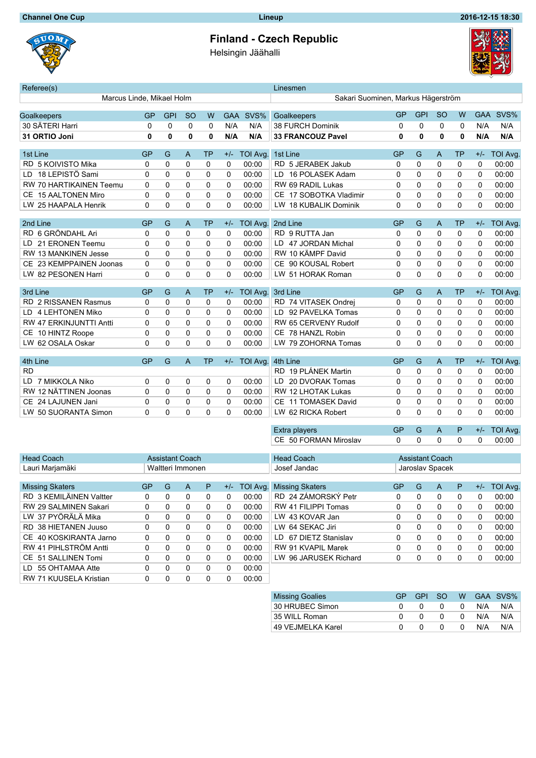**Channel One Cup** | **Lineup** | **2016-12-15 18:30**

# Finland - Czech Republic

Helsingin Jäähalli

| Referee(s) | Linesmen |
|---|---|
| Marcus Linde, Mikael Holm | Sakari Suominen, Markus Hägerström |

## Finland

| Goalkeepers | GP | GPI | SO | W | GAA | SVS% |
|---|---|---|---|---|---|---|
| 30 SÄTERI Harri | 0 | 0 | 0 | 0 | N/A | N/A |
| **31 ORTIO Joni** | **0** | **0** | **0** | **0** | **N/A** | **N/A** |

| 1st Line | GP | G | A | TP | +/- | TOI Avg. |
|---|---|---|---|---|---|---|
| RD 5 KOIVISTO Mika | 0 | 0 | 0 | 0 | 0 | 00:00 |
| LD 18 LEPISTÖ Sami | 0 | 0 | 0 | 0 | 0 | 00:00 |
| RW 70 HARTIKAINEN Teemu | 0 | 0 | 0 | 0 | 0 | 00:00 |
| CE 15 AALTONEN Miro | 0 | 0 | 0 | 0 | 0 | 00:00 |
| LW 25 HAAPALA Henrik | 0 | 0 | 0 | 0 | 0 | 00:00 |

| 2nd Line | GP | G | A | TP | +/- | TOI Avg. |
|---|---|---|---|---|---|---|
| RD 6 GRÖNDAHL Ari | 0 | 0 | 0 | 0 | 0 | 00:00 |
| LD 21 ERONEN Teemu | 0 | 0 | 0 | 0 | 0 | 00:00 |
| RW 13 MANKINEN Jesse | 0 | 0 | 0 | 0 | 0 | 00:00 |
| CE 23 KEMPPAINEN Joonas | 0 | 0 | 0 | 0 | 0 | 00:00 |
| LW 82 PESONEN Harri | 0 | 0 | 0 | 0 | 0 | 00:00 |

| 3rd Line | GP | G | A | TP | +/- | TOI Avg. |
|---|---|---|---|---|---|---|
| RD 2 RISSANEN Rasmus | 0 | 0 | 0 | 0 | 0 | 00:00 |
| LD 4 LEHTONEN Miko | 0 | 0 | 0 | 0 | 0 | 00:00 |
| RW 47 ERKINJUNTTI Antti | 0 | 0 | 0 | 0 | 0 | 00:00 |
| CE 10 HINTZ Roope | 0 | 0 | 0 | 0 | 0 | 00:00 |
| LW 62 OSALA Oskar | 0 | 0 | 0 | 0 | 0 | 00:00 |

| 4th Line | GP | G | A | TP | +/- | TOI Avg. |
|---|---|---|---|---|---|---|
| RD | | | | | | |
| LD 7 MIKKOLA Niko | 0 | 0 | 0 | 0 | 0 | 00:00 |
| RW 12 NÄTTINEN Joonas | 0 | 0 | 0 | 0 | 0 | 00:00 |
| CE 24 LAJUNEN Jani | 0 | 0 | 0 | 0 | 0 | 00:00 |
| LW 50 SUORANTA Simon | 0 | 0 | 0 | 0 | 0 | 00:00 |

| Head Coach | Assistant Coach |
|---|---|
| Lauri Marjamäki | Waltteri Immonen |

| Missing Skaters | GP | G | A | P | +/- | TOI Avg. |
|---|---|---|---|---|---|---|
| RD 3 KEMILÄINEN Valtter | 0 | 0 | 0 | 0 | 0 | 00:00 |
| RW 29 SALMINEN Sakari | 0 | 0 | 0 | 0 | 0 | 00:00 |
| LW 37 PYÖRÄLÄ Mika | 0 | 0 | 0 | 0 | 0 | 00:00 |
| RD 38 HIETANEN Juuso | 0 | 0 | 0 | 0 | 0 | 00:00 |
| CE 40 KOSKIRANTA Jarno | 0 | 0 | 0 | 0 | 0 | 00:00 |
| RW 41 PIHLSTRÖM Antti | 0 | 0 | 0 | 0 | 0 | 00:00 |
| CE 51 SALLINEN Tomi | 0 | 0 | 0 | 0 | 0 | 00:00 |
| LD 55 OHTAMAA Atte | 0 | 0 | 0 | 0 | 0 | 00:00 |
| RW 71 KUUSELA Kristian | 0 | 0 | 0 | 0 | 0 | 00:00 |

## Czech Republic

| Goalkeepers | GP | GPI | SO | W | GAA | SVS% |
|---|---|---|---|---|---|---|
| 38 FURCH Dominik | 0 | 0 | 0 | 0 | N/A | N/A |
| **33 FRANCOUZ Pavel** | **0** | **0** | **0** | **0** | **N/A** | **N/A** |

| 1st Line | GP | G | A | TP | +/- | TOI Avg. |
|---|---|---|---|---|---|---|
| RD 5 JERABEK Jakub | 0 | 0 | 0 | 0 | 0 | 00:00 |
| LD 16 POLASEK Adam | 0 | 0 | 0 | 0 | 0 | 00:00 |
| RW 69 RADIL Lukas | 0 | 0 | 0 | 0 | 0 | 00:00 |
| CE 17 SOBOTKA Vladimir | 0 | 0 | 0 | 0 | 0 | 00:00 |
| LW 18 KUBALIK Dominik | 0 | 0 | 0 | 0 | 0 | 00:00 |

| 2nd Line | GP | G | A | TP | +/- | TOI Avg. |
|---|---|---|---|---|---|---|
| RD 9 RUTTA Jan | 0 | 0 | 0 | 0 | 0 | 00:00 |
| LD 47 JORDAN Michal | 0 | 0 | 0 | 0 | 0 | 00:00 |
| RW 10 KÄMPF David | 0 | 0 | 0 | 0 | 0 | 00:00 |
| CE 90 KOUSAL Robert | 0 | 0 | 0 | 0 | 0 | 00:00 |
| LW 51 HORAK Roman | 0 | 0 | 0 | 0 | 0 | 00:00 |

| 3rd Line | GP | G | A | TP | +/- | TOI Avg. |
|---|---|---|---|---|---|---|
| RD 74 VITASEK Ondrej | 0 | 0 | 0 | 0 | 0 | 00:00 |
| LD 92 PAVELKA Tomas | 0 | 0 | 0 | 0 | 0 | 00:00 |
| RW 65 CERVENY Rudolf | 0 | 0 | 0 | 0 | 0 | 00:00 |
| CE 78 HANZL Robin | 0 | 0 | 0 | 0 | 0 | 00:00 |
| LW 79 ZOHORNA Tomas | 0 | 0 | 0 | 0 | 0 | 00:00 |

| 4th Line | GP | G | A | TP | +/- | TOI Avg. |
|---|---|---|---|---|---|---|
| RD 19 PLÁNEK Martin | 0 | 0 | 0 | 0 | 0 | 00:00 |
| LD 20 DVORAK Tomas | 0 | 0 | 0 | 0 | 0 | 00:00 |
| RW 12 LHOTAK Lukas | 0 | 0 | 0 | 0 | 0 | 00:00 |
| CE 11 TOMASEK David | 0 | 0 | 0 | 0 | 0 | 00:00 |
| LW 62 RICKA Robert | 0 | 0 | 0 | 0 | 0 | 00:00 |

| Extra players | GP | G | A | P | +/- | TOI Avg. |
|---|---|---|---|---|---|---|
| CE 50 FORMAN Miroslav | 0 | 0 | 0 | 0 | 0 | 00:00 |

| Head Coach | Assistant Coach |
|---|---|
| Josef Jandac | Jaroslav Spacek |

| Missing Skaters | GP | G | A | P | +/- | TOI Avg. |
|---|---|---|---|---|---|---|
| RD 24 ZÁMORSKÝ Petr | 0 | 0 | 0 | 0 | 0 | 00:00 |
| RW 41 FILIPPI Tomas | 0 | 0 | 0 | 0 | 0 | 00:00 |
| LW 43 KOVAR Jan | 0 | 0 | 0 | 0 | 0 | 00:00 |
| LW 64 SEKAC Jiri | 0 | 0 | 0 | 0 | 0 | 00:00 |
| LD 67 DIETZ Stanislav | 0 | 0 | 0 | 0 | 0 | 00:00 |
| RW 91 KVAPIL Marek | 0 | 0 | 0 | 0 | 0 | 00:00 |
| LW 96 JARUSEK Richard | 0 | 0 | 0 | 0 | 0 | 00:00 |

| Missing Goalies | GP | GPI | SO | W | GAA | SVS% |
|---|---|---|---|---|---|---|
| 30 HRUBEC Simon | 0 | 0 | 0 | 0 | N/A | N/A |
| 35 WILL Roman | 0 | 0 | 0 | 0 | N/A | N/A |
| 49 VEJMELKA Karel | 0 | 0 | 0 | 0 | N/A | N/A |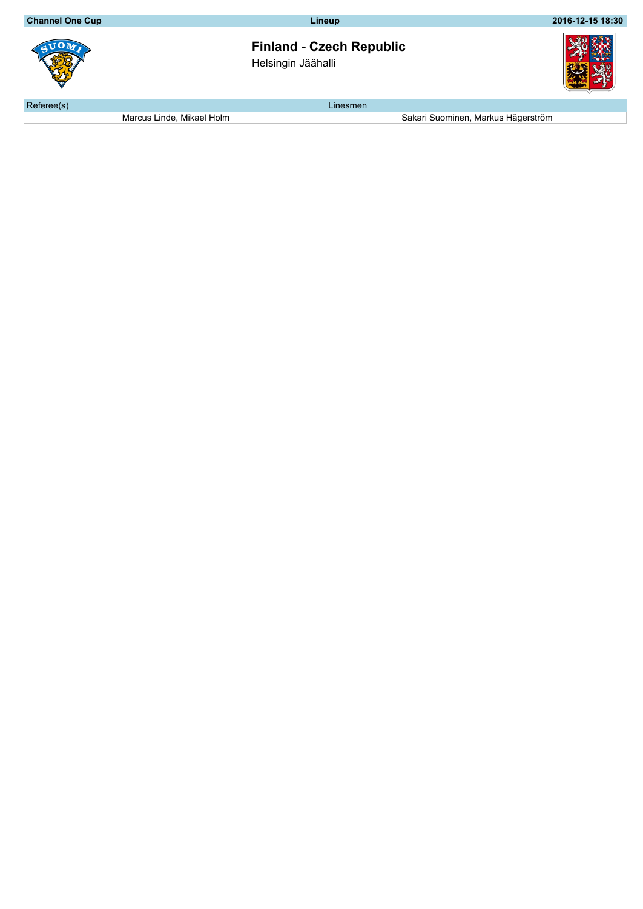| Channel One Cup | Lineup | 2016-12-15 18:30 |
|---|---|---|

## Finland - Czech Republic

Helsingin Jäähalli

| Referee(s) | Linesmen |
|---|---|
| Marcus Linde, Mikael Holm | Sakari Suominen, Markus Hägerström |